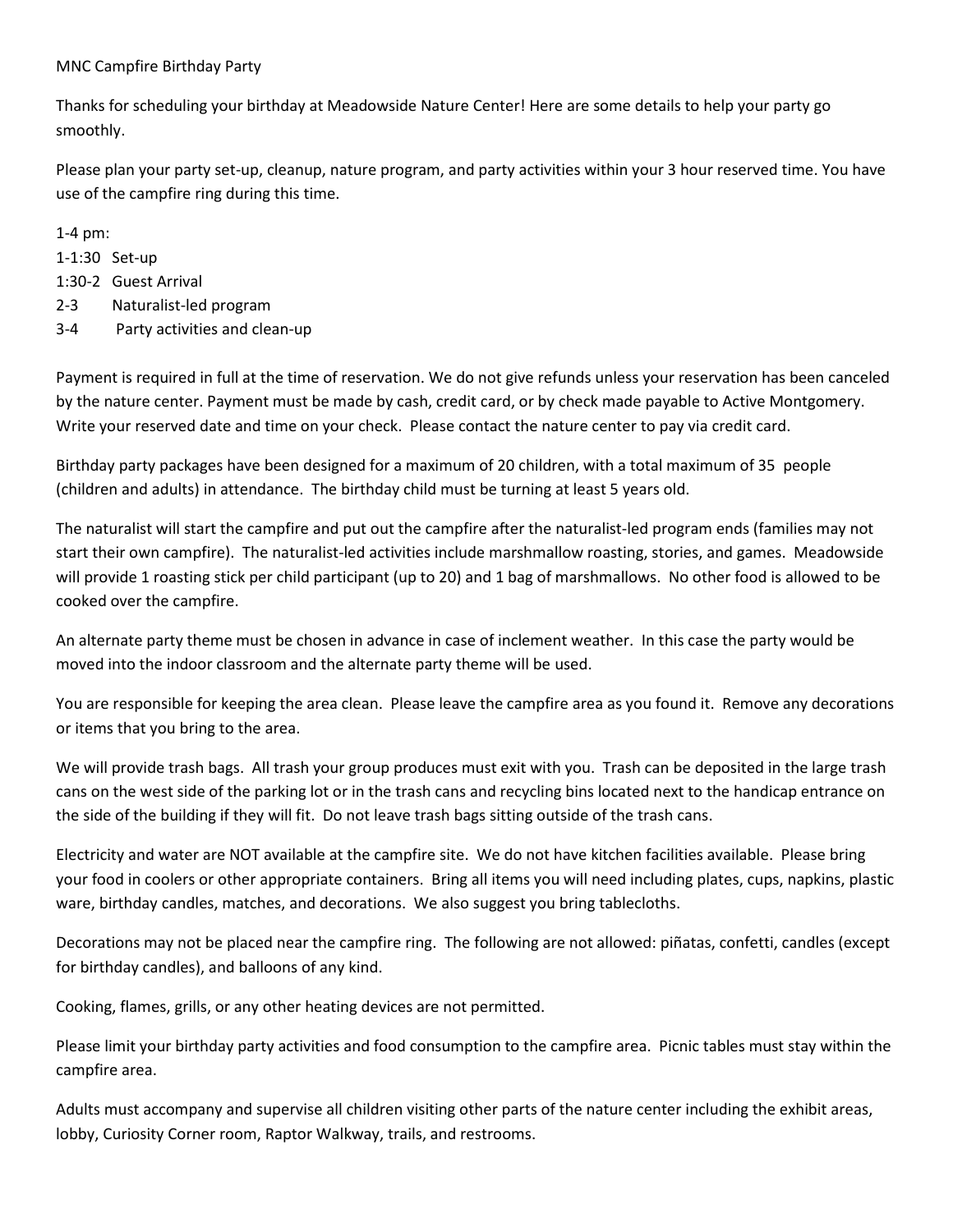MNC Campfire Birthday Party

Thanks for scheduling your birthday at Meadowside Nature Center! Here are some details to help your party go smoothly.

Please plan your party set-up, cleanup, nature program, and party activities within your 3 hour reserved time. You have use of the campfire ring during this time.

1-4 pm:
1-1:30 Set-up
1:30-2 Guest Arrival
2-3 Naturalist-led program
3-4 Party activities and clean-up

Payment is required in full at the time of reservation. We do not give refunds unless your reservation has been canceled by the nature center. Payment must be made by cash, credit card, or by check made payable to Active Montgomery. Write your reserved date and time on your check. Please contact the nature center to pay via credit card.

Birthday party packages have been designed for a maximum of 20 children, with a total maximum of 35 people (children and adults) in attendance. The birthday child must be turning at least 5 years old.

The naturalist will start the campfire and put out the campfire after the naturalist-led program ends (families may not start their own campfire). The naturalist-led activities include marshmallow roasting, stories, and games. Meadowside will provide 1 roasting stick per child participant (up to 20) and 1 bag of marshmallows. No other food is allowed to be cooked over the campfire.

An alternate party theme must be chosen in advance in case of inclement weather. In this case the party would be moved into the indoor classroom and the alternate party theme will be used.

You are responsible for keeping the area clean. Please leave the campfire area as you found it. Remove any decorations or items that you bring to the area.

We will provide trash bags. All trash your group produces must exit with you. Trash can be deposited in the large trash cans on the west side of the parking lot or in the trash cans and recycling bins located next to the handicap entrance on the side of the building if they will fit. Do not leave trash bags sitting outside of the trash cans.

Electricity and water are NOT available at the campfire site. We do not have kitchen facilities available. Please bring your food in coolers or other appropriate containers. Bring all items you will need including plates, cups, napkins, plastic ware, birthday candles, matches, and decorations. We also suggest you bring tablecloths.

Decorations may not be placed near the campfire ring. The following are not allowed: piñatas, confetti, candles (except for birthday candles), and balloons of any kind.

Cooking, flames, grills, or any other heating devices are not permitted.

Please limit your birthday party activities and food consumption to the campfire area. Picnic tables must stay within the campfire area.

Adults must accompany and supervise all children visiting other parts of the nature center including the exhibit areas, lobby, Curiosity Corner room, Raptor Walkway, trails, and restrooms.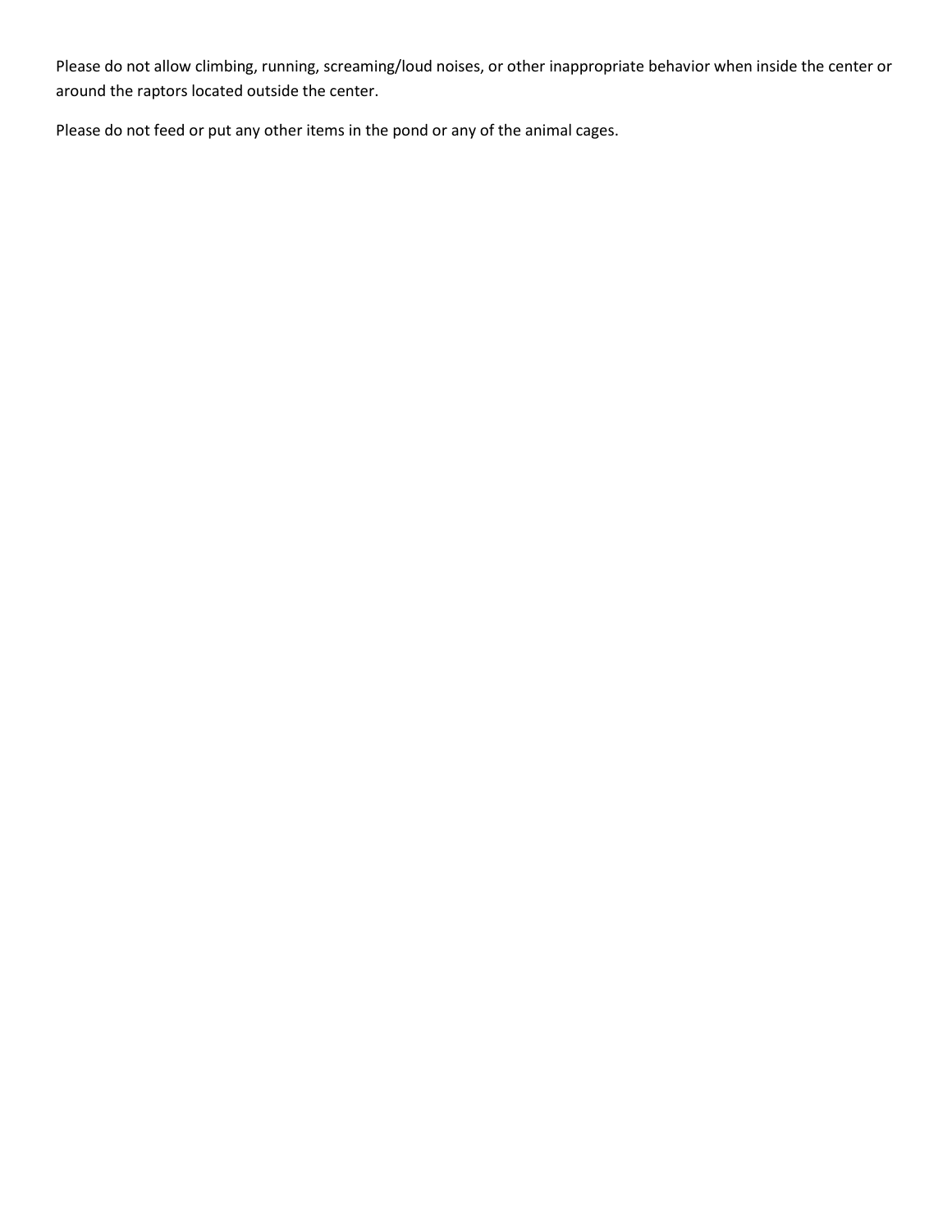Please do not allow climbing, running, screaming/loud noises, or other inappropriate behavior when inside the center or around the raptors located outside the center.

Please do not feed or put any other items in the pond or any of the animal cages.